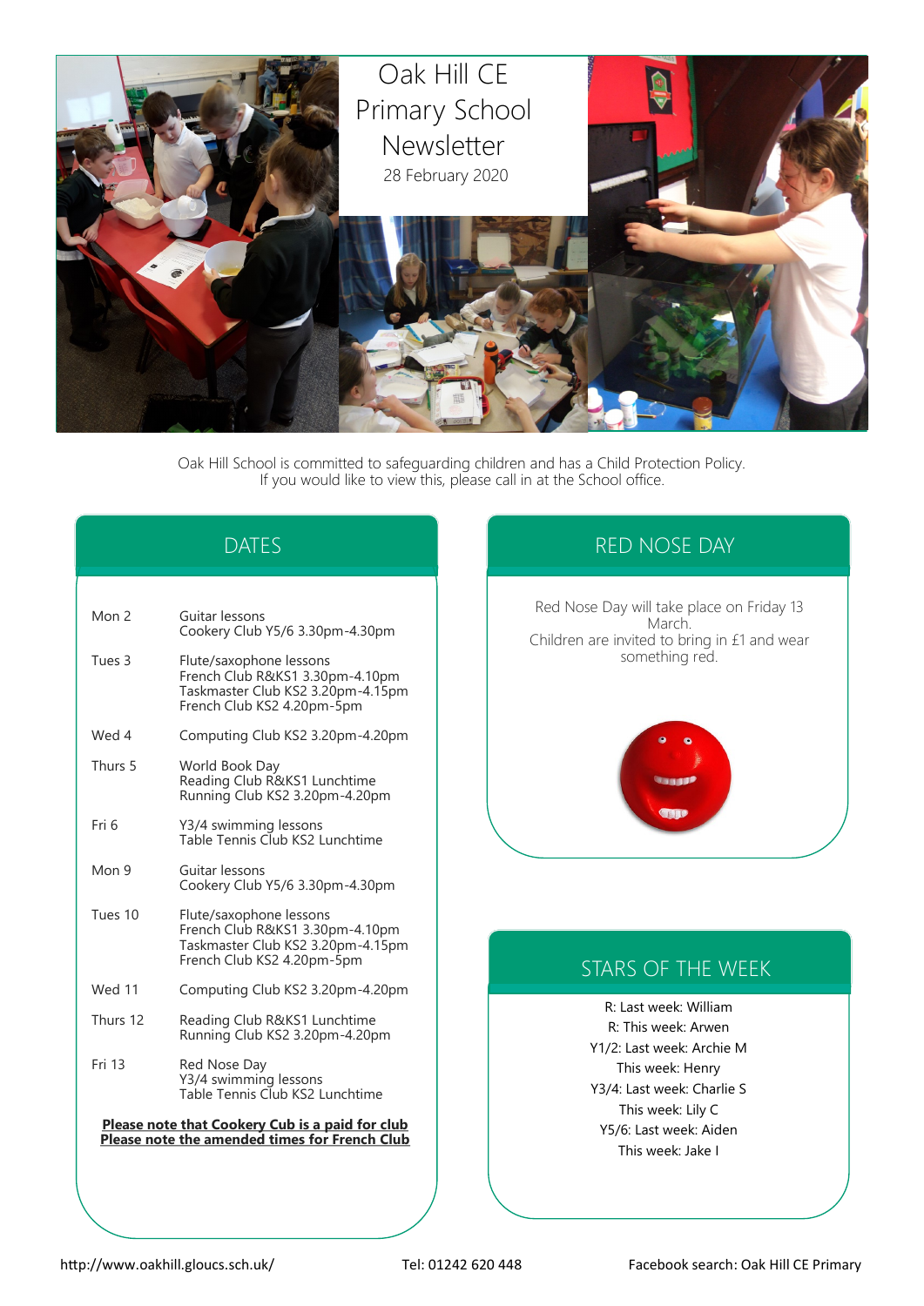# Oak Hill CE Primary School Newsletter

28 February 2020

Oak Hill School is committed to safeguarding children and has a Child Protection Policy.
If you would like to view this, please call in at the School office.

## DATES

| | |
|---|---|
| Mon 2 | Guitar lessons<br>Cookery Club Y5/6 3.30pm-4.30pm |
| Tues 3 | Flute/saxophone lessons<br>French Club R&KS1 3.30pm-4.10pm<br>Taskmaster Club KS2 3.20pm-4.15pm<br>French Club KS2 4.20pm-5pm |
| Wed 4 | Computing Club KS2 3.20pm-4.20pm |
| Thurs 5 | World Book Day<br>Reading Club R&KS1 Lunchtime<br>Running Club KS2 3.20pm-4.20pm |
| Fri 6 | Y3/4 swimming lessons<br>Table Tennis Club KS2 Lunchtime |
| Mon 9 | Guitar lessons<br>Cookery Club Y5/6 3.30pm-4.30pm |
| Tues 10 | Flute/saxophone lessons<br>French Club R&KS1 3.30pm-4.10pm<br>Taskmaster Club KS2 3.20pm-4.15pm<br>French Club KS2 4.20pm-5pm |
| Wed 11 | Computing Club KS2 3.20pm-4.20pm |
| Thurs 12 | Reading Club R&KS1 Lunchtime<br>Running Club KS2 3.20pm-4.20pm |
| Fri 13 | Red Nose Day<br>Y3/4 swimming lessons<br>Table Tennis Club KS2 Lunchtime |

**Please note that Cookery Cub is a paid for club**
**Please note the amended times for French Club**

## RED NOSE DAY

Red Nose Day will take place on Friday 13 March.
Children are invited to bring in £1 and wear something red.

## STARS OF THE WEEK

R: Last week: William
R: This week: Arwen
Y1/2: Last week: Archie M
This week: Henry
Y3/4: Last week: Charlie S
This week: Lily C
Y5/6: Last week: Aiden
This week: Jake I

http://www.oakhill.gloucs.sch.uk/ Tel: 01242 620 448 Facebook search: Oak Hill CE Primary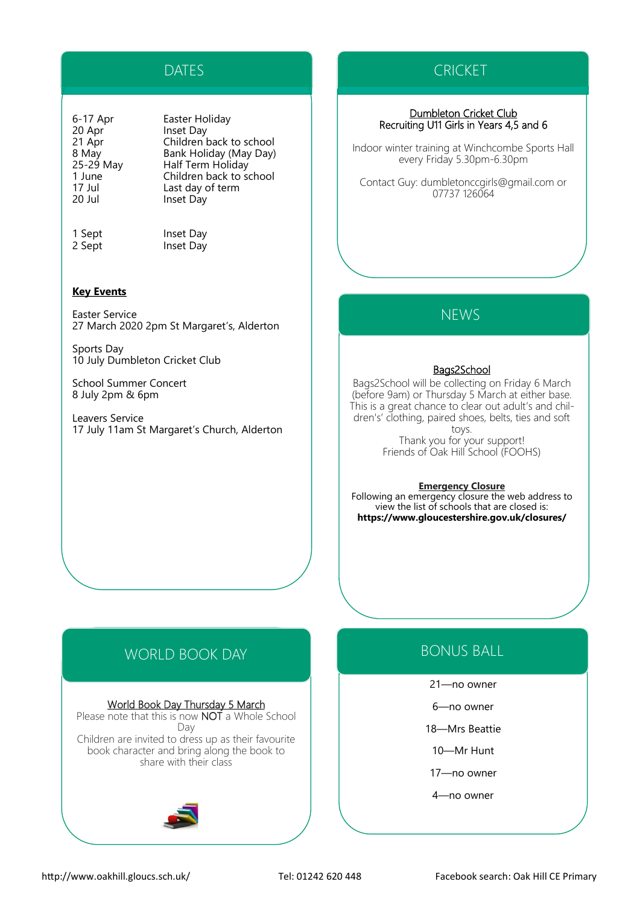## DATES

| | |
|---|---|
| 6-17 Apr | Easter Holiday |
| 20 Apr | Inset Day |
| 21 Apr | Children back to school |
| 8 May | Bank Holiday (May Day) |
| 25-29 May | Half Term Holiday |
| 1 June | Children back to school |
| 17 Jul | Last day of term |
| 20 Jul | Inset Day |
| 1 Sept | Inset Day |
| 2 Sept | Inset Day |

**Key Events**

Easter Service
27 March 2020 2pm St Margaret's, Alderton

Sports Day
10 July Dumbleton Cricket Club

School Summer Concert
8 July 2pm & 6pm

Leavers Service
17 July 11am St Margaret's Church, Alderton

## CRICKET

Dumbleton Cricket Club
Recruiting U11 Girls in Years 4,5 and 6

Indoor winter training at Winchcombe Sports Hall every Friday 5.30pm-6.30pm

Contact Guy: dumbletonccgirls@gmail.com or 07737 126064

## NEWS

Bags2School

Bags2School will be collecting on Friday 6 March (before 9am) or Thursday 5 March at either base. This is a great chance to clear out adult's and children's' clothing, paired shoes, belts, ties and soft toys.
Thank you for your support!
Friends of Oak Hill School (FOOHS)

**Emergency Closure**

Following an emergency closure the web address to view the list of schools that are closed is:
**https://www.gloucestershire.gov.uk/closures/**

## WORLD BOOK DAY

World Book Day Thursday 5 March

Please note that this is now NOT a Whole School Day

Children are invited to dress up as their favourite book character and bring along the book to share with their class

## BONUS BALL

21—no owner

6—no owner

18—Mrs Beattie

10—Mr Hunt

17—no owner

4—no owner

http://www.oakhill.gloucs.sch.uk/ Tel: 01242 620 448 Facebook search: Oak Hill CE Primary